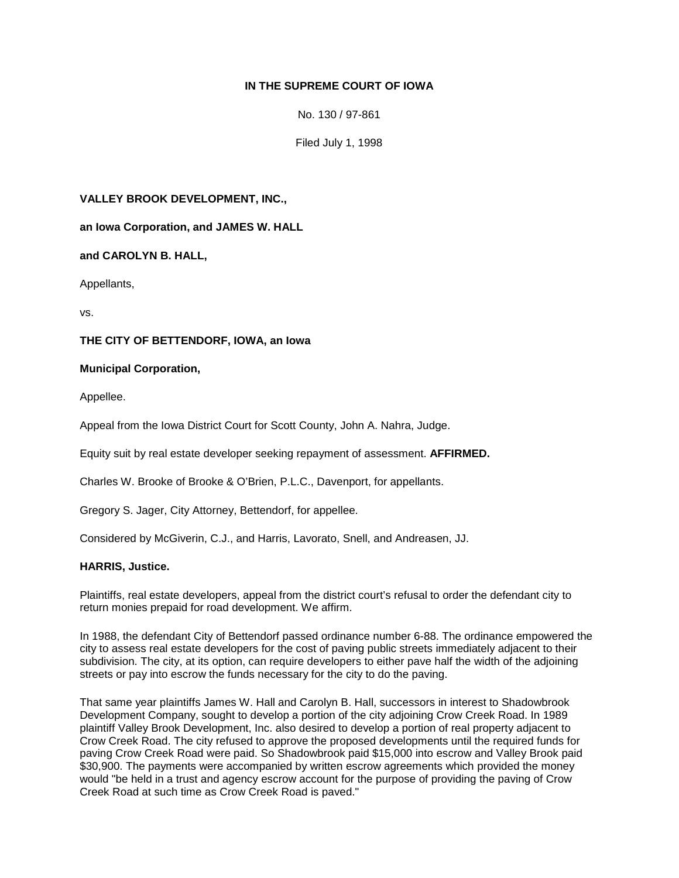**IN THE SUPREME COURT OF IOWA**

No. 130 / 97-861

Filed July 1, 1998

**VALLEY BROOK DEVELOPMENT, INC.,**

**an Iowa Corporation, and JAMES W. HALL**

**and CAROLYN B. HALL,**

Appellants,

vs.

**THE CITY OF BETTENDORF, IOWA, an Iowa**

**Municipal Corporation,**

Appellee.

Appeal from the Iowa District Court for Scott County, John A. Nahra, Judge.

Equity suit by real estate developer seeking repayment of assessment. **AFFIRMED.**

Charles W. Brooke of Brooke & O'Brien, P.L.C., Davenport, for appellants.

Gregory S. Jager, City Attorney, Bettendorf, for appellee.

Considered by McGiverin, C.J., and Harris, Lavorato, Snell, and Andreasen, JJ.

**HARRIS, Justice.**

Plaintiffs, real estate developers, appeal from the district court's refusal to order the defendant city to return monies prepaid for road development. We affirm.

In 1988, the defendant City of Bettendorf passed ordinance number 6-88. The ordinance empowered the city to assess real estate developers for the cost of paving public streets immediately adjacent to their subdivision. The city, at its option, can require developers to either pave half the width of the adjoining streets or pay into escrow the funds necessary for the city to do the paving.

That same year plaintiffs James W. Hall and Carolyn B. Hall, successors in interest to Shadowbrook Development Company, sought to develop a portion of the city adjoining Crow Creek Road. In 1989 plaintiff Valley Brook Development, Inc. also desired to develop a portion of real property adjacent to Crow Creek Road. The city refused to approve the proposed developments until the required funds for paving Crow Creek Road were paid. So Shadowbrook paid $15,000 into escrow and Valley Brook paid $30,900. The payments were accompanied by written escrow agreements which provided the money would "be held in a trust and agency escrow account for the purpose of providing the paving of Crow Creek Road at such time as Crow Creek Road is paved."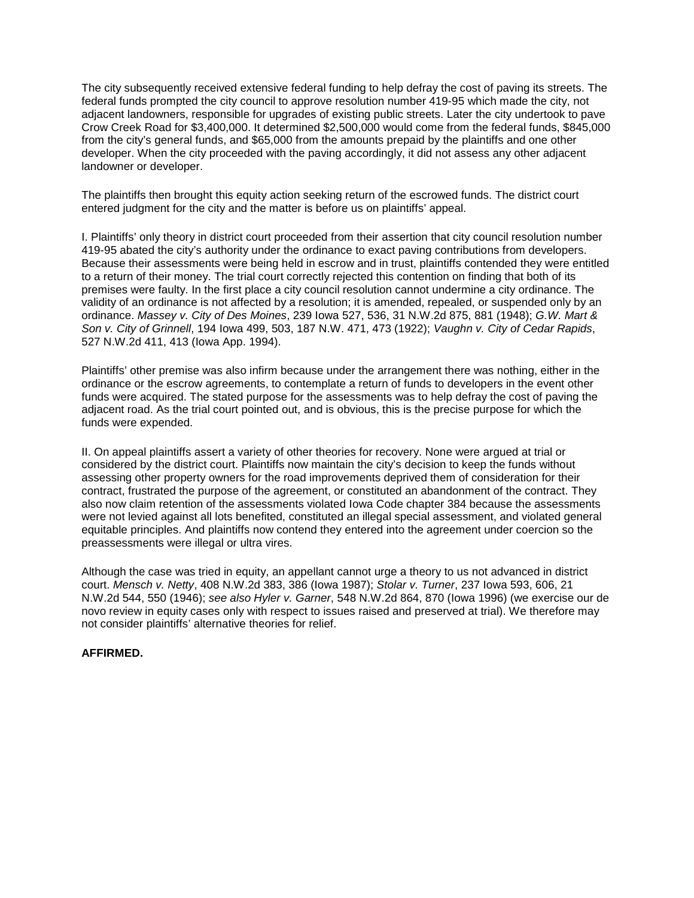The city subsequently received extensive federal funding to help defray the cost of paving its streets. The federal funds prompted the city council to approve resolution number 419-95 which made the city, not adjacent landowners, responsible for upgrades of existing public streets. Later the city undertook to pave Crow Creek Road for $3,400,000. It determined $2,500,000 would come from the federal funds, $845,000 from the city's general funds, and $65,000 from the amounts prepaid by the plaintiffs and one other developer. When the city proceeded with the paving accordingly, it did not assess any other adjacent landowner or developer.

The plaintiffs then brought this equity action seeking return of the escrowed funds. The district court entered judgment for the city and the matter is before us on plaintiffs' appeal.

I. Plaintiffs' only theory in district court proceeded from their assertion that city council resolution number 419-95 abated the city's authority under the ordinance to exact paving contributions from developers. Because their assessments were being held in escrow and in trust, plaintiffs contended they were entitled to a return of their money. The trial court correctly rejected this contention on finding that both of its premises were faulty. In the first place a city council resolution cannot undermine a city ordinance. The validity of an ordinance is not affected by a resolution; it is amended, repealed, or suspended only by an ordinance. *Massey v. City of Des Moines*, 239 Iowa 527, 536, 31 N.W.2d 875, 881 (1948); *G.W. Mart & Son v. City of Grinnell*, 194 Iowa 499, 503, 187 N.W. 471, 473 (1922); *Vaughn v. City of Cedar Rapids*, 527 N.W.2d 411, 413 (Iowa App. 1994).

Plaintiffs' other premise was also infirm because under the arrangement there was nothing, either in the ordinance or the escrow agreements, to contemplate a return of funds to developers in the event other funds were acquired. The stated purpose for the assessments was to help defray the cost of paving the adjacent road. As the trial court pointed out, and is obvious, this is the precise purpose for which the funds were expended.

II. On appeal plaintiffs assert a variety of other theories for recovery. None were argued at trial or considered by the district court. Plaintiffs now maintain the city's decision to keep the funds without assessing other property owners for the road improvements deprived them of consideration for their contract, frustrated the purpose of the agreement, or constituted an abandonment of the contract. They also now claim retention of the assessments violated Iowa Code chapter 384 because the assessments were not levied against all lots benefited, constituted an illegal special assessment, and violated general equitable principles. And plaintiffs now contend they entered into the agreement under coercion so the preassessments were illegal or ultra vires.

Although the case was tried in equity, an appellant cannot urge a theory to us not advanced in district court. *Mensch v. Netty*, 408 N.W.2d 383, 386 (Iowa 1987); *Stolar v. Turner*, 237 Iowa 593, 606, 21 N.W.2d 544, 550 (1946); *see also Hyler v. Garner*, 548 N.W.2d 864, 870 (Iowa 1996) (we exercise our de novo review in equity cases only with respect to issues raised and preserved at trial). We therefore may not consider plaintiffs' alternative theories for relief.

**AFFIRMED.**